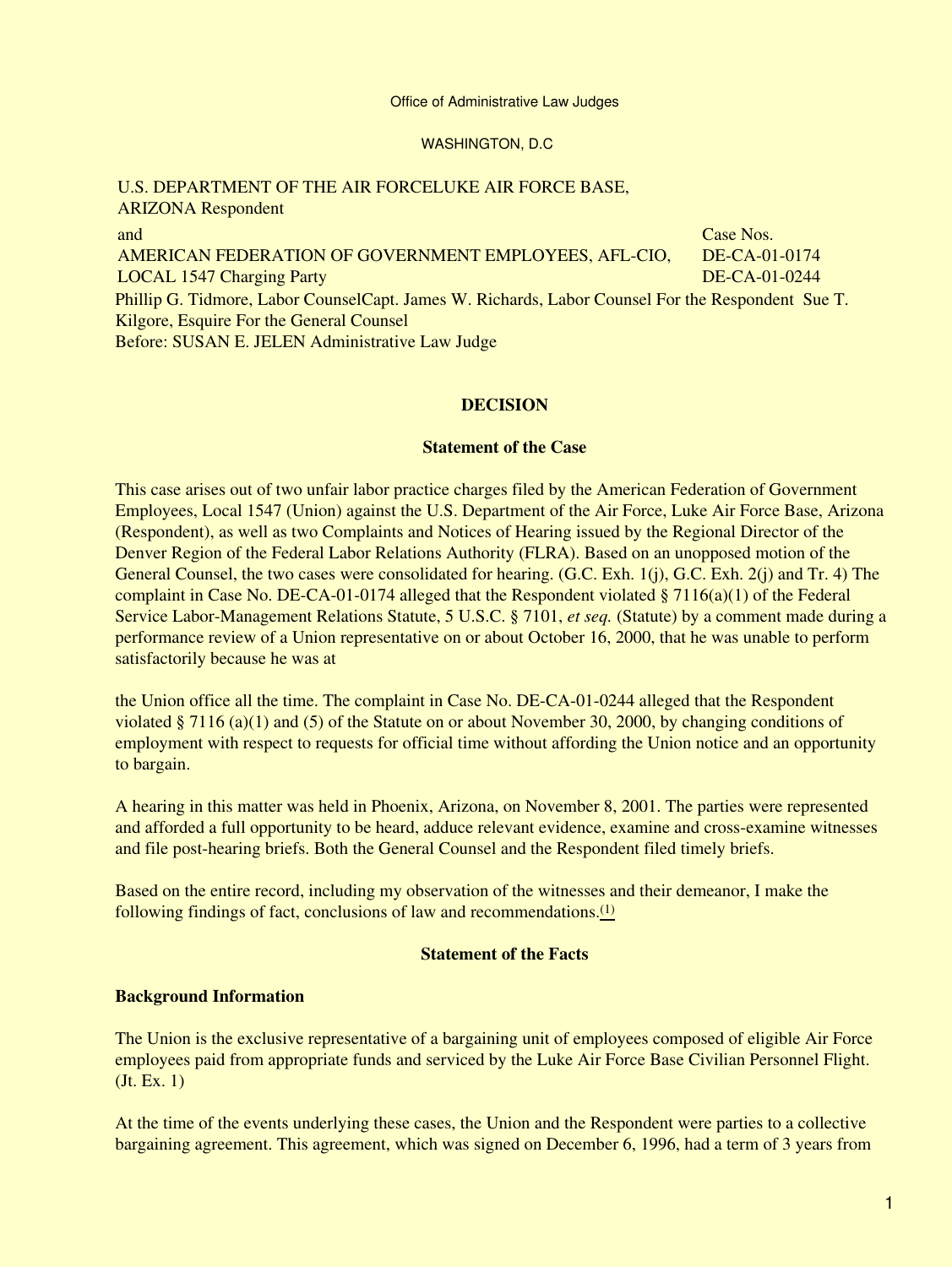Office of Administrative Law Judges

WASHINGTON, D.C

U.S. DEPARTMENT OF THE AIR FORCELUKE AIR FORCE BASE, ARIZONA Respondent

and

AMERICAN FEDERATION OF GOVERNMENT EMPLOYEES, AFL-CIO, LOCAL 1547 Charging Party

Case Nos.
DE-CA-01-0174
DE-CA-01-0244

Phillip G. Tidmore, Labor CounselCapt. James W. Richards, Labor Counsel For the Respondent Sue T. Kilgore, Esquire For the General Counsel

Before: SUSAN E. JELEN Administrative Law Judge

## DECISION

### Statement of the Case

This case arises out of two unfair labor practice charges filed by the American Federation of Government Employees, Local 1547 (Union) against the U.S. Department of the Air Force, Luke Air Force Base, Arizona (Respondent), as well as two Complaints and Notices of Hearing issued by the Regional Director of the Denver Region of the Federal Labor Relations Authority (FLRA). Based on an unopposed motion of the General Counsel, the two cases were consolidated for hearing. (G.C. Exh. 1(j), G.C. Exh. 2(j) and Tr. 4) The complaint in Case No. DE-CA-01-0174 alleged that the Respondent violated § 7116(a)(1) of the Federal Service Labor-Management Relations Statute, 5 U.S.C. § 7101, *et seq.* (Statute) by a comment made during a performance review of a Union representative on or about October 16, 2000, that he was unable to perform satisfactorily because he was at

the Union office all the time. The complaint in Case No. DE-CA-01-0244 alleged that the Respondent violated § 7116 (a)(1) and (5) of the Statute on or about November 30, 2000, by changing conditions of employment with respect to requests for official time without affording the Union notice and an opportunity to bargain.

A hearing in this matter was held in Phoenix, Arizona, on November 8, 2001. The parties were represented and afforded a full opportunity to be heard, adduce relevant evidence, examine and cross-examine witnesses and file post-hearing briefs. Both the General Counsel and the Respondent filed timely briefs.

Based on the entire record, including my observation of the witnesses and their demeanor, I make the following findings of fact, conclusions of law and recommendations.[(1)]

### Statement of the Facts

#### Background Information

The Union is the exclusive representative of a bargaining unit of employees composed of eligible Air Force employees paid from appropriate funds and serviced by the Luke Air Force Base Civilian Personnel Flight. (Jt. Ex. 1)

At the time of the events underlying these cases, the Union and the Respondent were parties to a collective bargaining agreement. This agreement, which was signed on December 6, 1996, had a term of 3 years from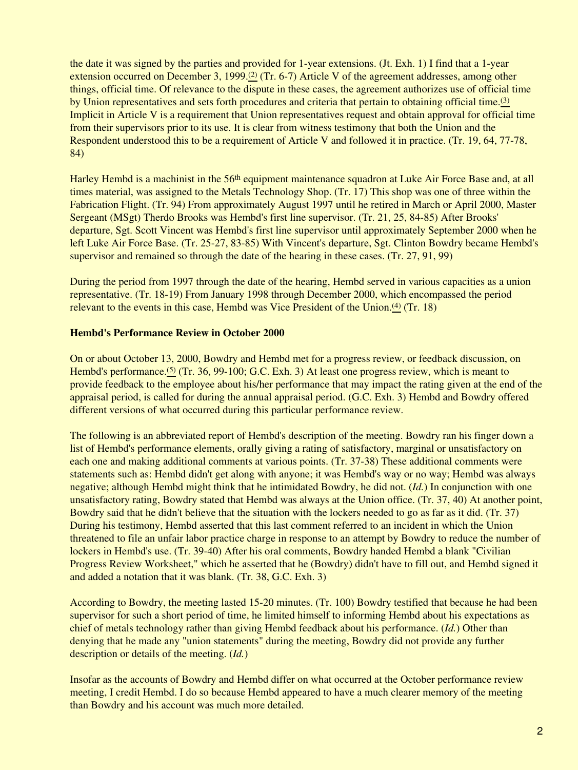the date it was signed by the parties and provided for 1-year extensions. (Jt. Exh. 1) I find that a 1-year extension occurred on December 3, 1999.(2) (Tr. 6-7) Article V of the agreement addresses, among other things, official time. Of relevance to the dispute in these cases, the agreement authorizes use of official time by Union representatives and sets forth procedures and criteria that pertain to obtaining official time.(3) Implicit in Article V is a requirement that Union representatives request and obtain approval for official time from their supervisors prior to its use. It is clear from witness testimony that both the Union and the Respondent understood this to be a requirement of Article V and followed it in practice. (Tr. 19, 64, 77-78, 84)

Harley Hembd is a machinist in the 56th equipment maintenance squadron at Luke Air Force Base and, at all times material, was assigned to the Metals Technology Shop. (Tr. 17) This shop was one of three within the Fabrication Flight. (Tr. 94) From approximately August 1997 until he retired in March or April 2000, Master Sergeant (MSgt) Therdo Brooks was Hembd's first line supervisor. (Tr. 21, 25, 84-85) After Brooks' departure, Sgt. Scott Vincent was Hembd's first line supervisor until approximately September 2000 when he left Luke Air Force Base. (Tr. 25-27, 83-85) With Vincent's departure, Sgt. Clinton Bowdry became Hembd's supervisor and remained so through the date of the hearing in these cases. (Tr. 27, 91, 99)

During the period from 1997 through the date of the hearing, Hembd served in various capacities as a union representative. (Tr. 18-19) From January 1998 through December 2000, which encompassed the period relevant to the events in this case, Hembd was Vice President of the Union.(4) (Tr. 18)

**Hembd's Performance Review in October 2000**

On or about October 13, 2000, Bowdry and Hembd met for a progress review, or feedback discussion, on Hembd's performance.(5) (Tr. 36, 99-100; G.C. Exh. 3) At least one progress review, which is meant to provide feedback to the employee about his/her performance that may impact the rating given at the end of the appraisal period, is called for during the annual appraisal period. (G.C. Exh. 3) Hembd and Bowdry offered different versions of what occurred during this particular performance review.

The following is an abbreviated report of Hembd's description of the meeting. Bowdry ran his finger down a list of Hembd's performance elements, orally giving a rating of satisfactory, marginal or unsatisfactory on each one and making additional comments at various points. (Tr. 37-38) These additional comments were statements such as: Hembd didn't get along with anyone; it was Hembd's way or no way; Hembd was always negative; although Hembd might think that he intimidated Bowdry, he did not. (*Id.*) In conjunction with one unsatisfactory rating, Bowdry stated that Hembd was always at the Union office. (Tr. 37, 40) At another point, Bowdry said that he didn't believe that the situation with the lockers needed to go as far as it did. (Tr. 37) During his testimony, Hembd asserted that this last comment referred to an incident in which the Union threatened to file an unfair labor practice charge in response to an attempt by Bowdry to reduce the number of lockers in Hembd's use. (Tr. 39-40) After his oral comments, Bowdry handed Hembd a blank "Civilian Progress Review Worksheet," which he asserted that he (Bowdry) didn't have to fill out, and Hembd signed it and added a notation that it was blank. (Tr. 38, G.C. Exh. 3)

According to Bowdry, the meeting lasted 15-20 minutes. (Tr. 100) Bowdry testified that because he had been supervisor for such a short period of time, he limited himself to informing Hembd about his expectations as chief of metals technology rather than giving Hembd feedback about his performance. (*Id.*) Other than denying that he made any "union statements" during the meeting, Bowdry did not provide any further description or details of the meeting. (*Id.*)

Insofar as the accounts of Bowdry and Hembd differ on what occurred at the October performance review meeting, I credit Hembd. I do so because Hembd appeared to have a much clearer memory of the meeting than Bowdry and his account was much more detailed.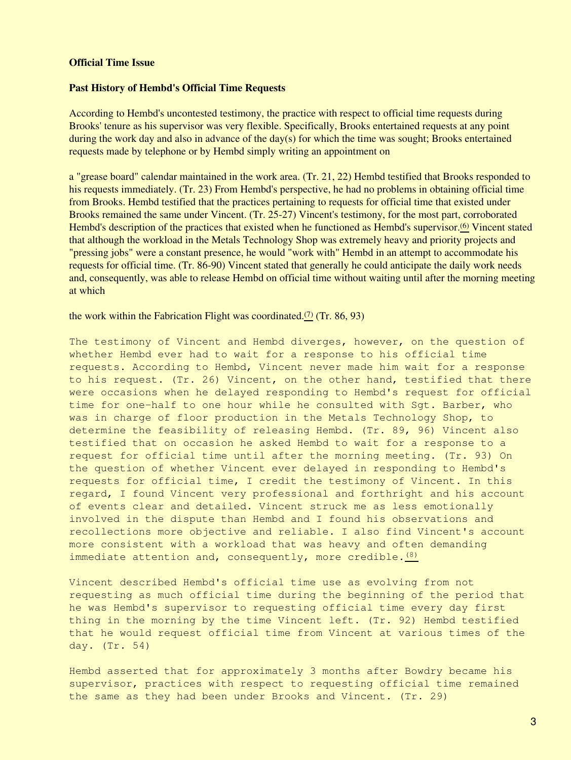**Official Time Issue**

**Past History of Hembd's Official Time Requests**

According to Hembd's uncontested testimony, the practice with respect to official time requests during Brooks' tenure as his supervisor was very flexible. Specifically, Brooks entertained requests at any point during the work day and also in advance of the day(s) for which the time was sought; Brooks entertained requests made by telephone or by Hembd simply writing an appointment on a "grease board" calendar maintained in the work area. (Tr. 21, 22) Hembd testified that Brooks responded to his requests immediately. (Tr. 23) From Hembd's perspective, he had no problems in obtaining official time from Brooks. Hembd testified that the practices pertaining to requests for official time that existed under Brooks remained the same under Vincent. (Tr. 25-27) Vincent's testimony, for the most part, corroborated Hembd's description of the practices that existed when he functioned as Hembd's supervisor.[(6)] Vincent stated that although the workload in the Metals Technology Shop was extremely heavy and priority projects and "pressing jobs" were a constant presence, he would "work with" Hembd in an attempt to accommodate his requests for official time. (Tr. 86-90) Vincent stated that generally he could anticipate the daily work needs and, consequently, was able to release Hembd on official time without waiting until after the morning meeting at which the work within the Fabrication Flight was coordinated.[(7)] (Tr. 86, 93)

The testimony of Vincent and Hembd diverges, however, on the question of whether Hembd ever had to wait for a response to his official time requests. According to Hembd, Vincent never made him wait for a response to his request. (Tr. 26) Vincent, on the other hand, testified that there were occasions when he delayed responding to Hembd's request for official time for one-half to one hour while he consulted with Sgt. Barber, who was in charge of floor production in the Metals Technology Shop, to determine the feasibility of releasing Hembd. (Tr. 89, 96) Vincent also testified that on occasion he asked Hembd to wait for a response to a request for official time until after the morning meeting. (Tr. 93) On the question of whether Vincent ever delayed in responding to Hembd's requests for official time, I credit the testimony of Vincent. In this regard, I found Vincent very professional and forthright and his account of events clear and detailed. Vincent struck me as less emotionally involved in the dispute than Hembd and I found his observations and recollections more objective and reliable. I also find Vincent's account more consistent with a workload that was heavy and often demanding immediate attention and, consequently, more credible.[(8)]

Vincent described Hembd's official time use as evolving from not requesting as much official time during the beginning of the period that he was Hembd's supervisor to requesting official time every day first thing in the morning by the time Vincent left. (Tr. 92) Hembd testified that he would request official time from Vincent at various times of the day. (Tr. 54)

Hembd asserted that for approximately 3 months after Bowdry became his supervisor, practices with respect to requesting official time remained the same as they had been under Brooks and Vincent. (Tr. 29)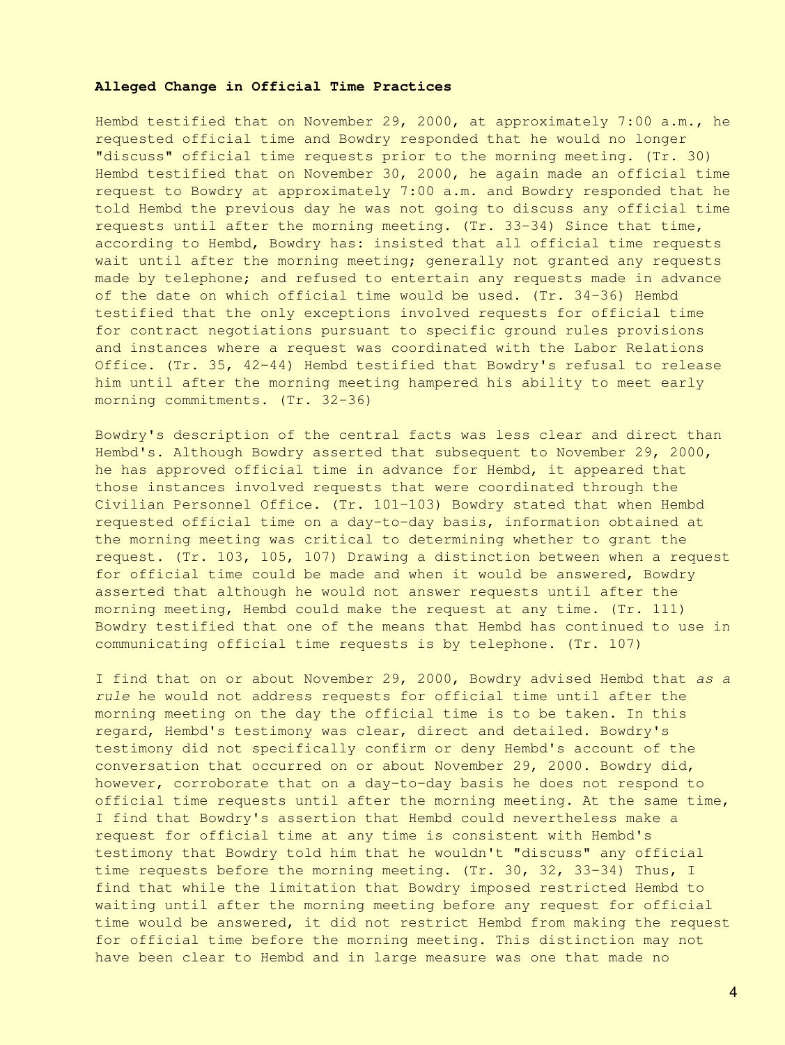**Alleged Change in Official Time Practices**

Hembd testified that on November 29, 2000, at approximately 7:00 a.m., he requested official time and Bowdry responded that he would no longer "discuss" official time requests prior to the morning meeting. (Tr. 30) Hembd testified that on November 30, 2000, he again made an official time request to Bowdry at approximately 7:00 a.m. and Bowdry responded that he told Hembd the previous day he was not going to discuss any official time requests until after the morning meeting. (Tr. 33-34) Since that time, according to Hembd, Bowdry has: insisted that all official time requests wait until after the morning meeting; generally not granted any requests made by telephone; and refused to entertain any requests made in advance of the date on which official time would be used. (Tr. 34-36) Hembd testified that the only exceptions involved requests for official time for contract negotiations pursuant to specific ground rules provisions and instances where a request was coordinated with the Labor Relations Office. (Tr. 35, 42-44) Hembd testified that Bowdry's refusal to release him until after the morning meeting hampered his ability to meet early morning commitments. (Tr. 32-36)

Bowdry's description of the central facts was less clear and direct than Hembd's. Although Bowdry asserted that subsequent to November 29, 2000, he has approved official time in advance for Hembd, it appeared that those instances involved requests that were coordinated through the Civilian Personnel Office. (Tr. 101-103) Bowdry stated that when Hembd requested official time on a day-to-day basis, information obtained at the morning meeting was critical to determining whether to grant the request. (Tr. 103, 105, 107) Drawing a distinction between when a request for official time could be made and when it would be answered, Bowdry asserted that although he would not answer requests until after the morning meeting, Hembd could make the request at any time. (Tr. 111) Bowdry testified that one of the means that Hembd has continued to use in communicating official time requests is by telephone. (Tr. 107)

I find that on or about November 29, 2000, Bowdry advised Hembd that *as a rule* he would not address requests for official time until after the morning meeting on the day the official time is to be taken. In this regard, Hembd's testimony was clear, direct and detailed. Bowdry's testimony did not specifically confirm or deny Hembd's account of the conversation that occurred on or about November 29, 2000. Bowdry did, however, corroborate that on a day-to-day basis he does not respond to official time requests until after the morning meeting. At the same time, I find that Bowdry's assertion that Hembd could nevertheless make a request for official time at any time is consistent with Hembd's testimony that Bowdry told him that he wouldn't "discuss" any official time requests before the morning meeting. (Tr. 30, 32, 33-34) Thus, I find that while the limitation that Bowdry imposed restricted Hembd to waiting until after the morning meeting before any request for official time would be answered, it did not restrict Hembd from making the request for official time before the morning meeting. This distinction may not have been clear to Hembd and in large measure was one that made no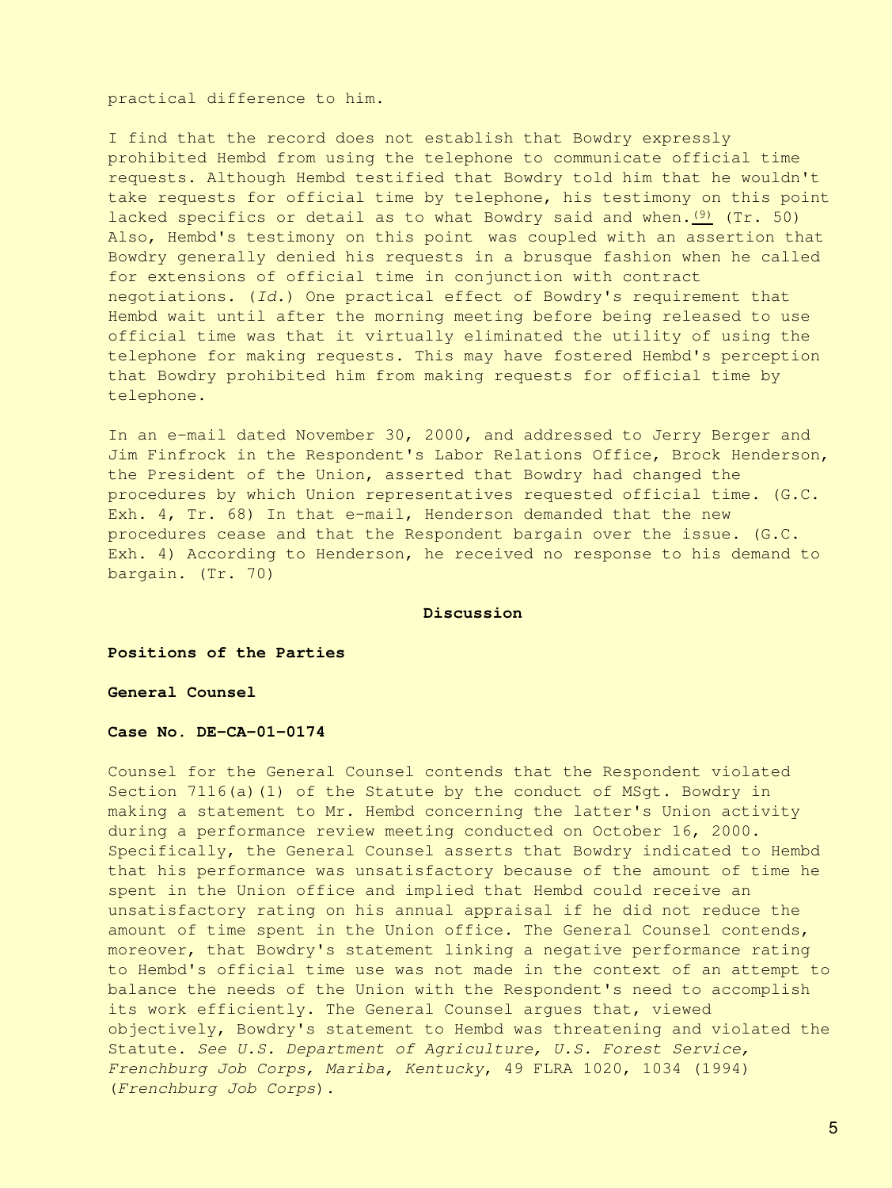practical difference to him.

I find that the record does not establish that Bowdry expressly prohibited Hembd from using the telephone to communicate official time requests. Although Hembd testified that Bowdry told him that he wouldn't take requests for official time by telephone, his testimony on this point lacked specifics or detail as to what Bowdry said and when.[(9)] (Tr. 50) Also, Hembd's testimony on this point was coupled with an assertion that Bowdry generally denied his requests in a brusque fashion when he called for extensions of official time in conjunction with contract negotiations. (*Id.*) One practical effect of Bowdry's requirement that Hembd wait until after the morning meeting before being released to use official time was that it virtually eliminated the utility of using the telephone for making requests. This may have fostered Hembd's perception that Bowdry prohibited him from making requests for official time by telephone.

In an e-mail dated November 30, 2000, and addressed to Jerry Berger and Jim Finfrock in the Respondent's Labor Relations Office, Brock Henderson, the President of the Union, asserted that Bowdry had changed the procedures by which Union representatives requested official time. (G.C. Exh. 4, Tr. 68) In that e-mail, Henderson demanded that the new procedures cease and that the Respondent bargain over the issue. (G.C. Exh. 4) According to Henderson, he received no response to his demand to bargain. (Tr. 70)

## Discussion

### Positions of the Parties

#### General Counsel

#### Case No. DE-CA-01-0174

Counsel for the General Counsel contends that the Respondent violated Section 7116(a)(1) of the Statute by the conduct of MSgt. Bowdry in making a statement to Mr. Hembd concerning the latter's Union activity during a performance review meeting conducted on October 16, 2000. Specifically, the General Counsel asserts that Bowdry indicated to Hembd that his performance was unsatisfactory because of the amount of time he spent in the Union office and implied that Hembd could receive an unsatisfactory rating on his annual appraisal if he did not reduce the amount of time spent in the Union office. The General Counsel contends, moreover, that Bowdry's statement linking a negative performance rating to Hembd's official time use was not made in the context of an attempt to balance the needs of the Union with the Respondent's need to accomplish its work efficiently. The General Counsel argues that, viewed objectively, Bowdry's statement to Hembd was threatening and violated the Statute. *See U.S. Department of Agriculture, U.S. Forest Service, Frenchburg Job Corps, Mariba, Kentucky*, 49 FLRA 1020, 1034 (1994) (*Frenchburg Job Corps*).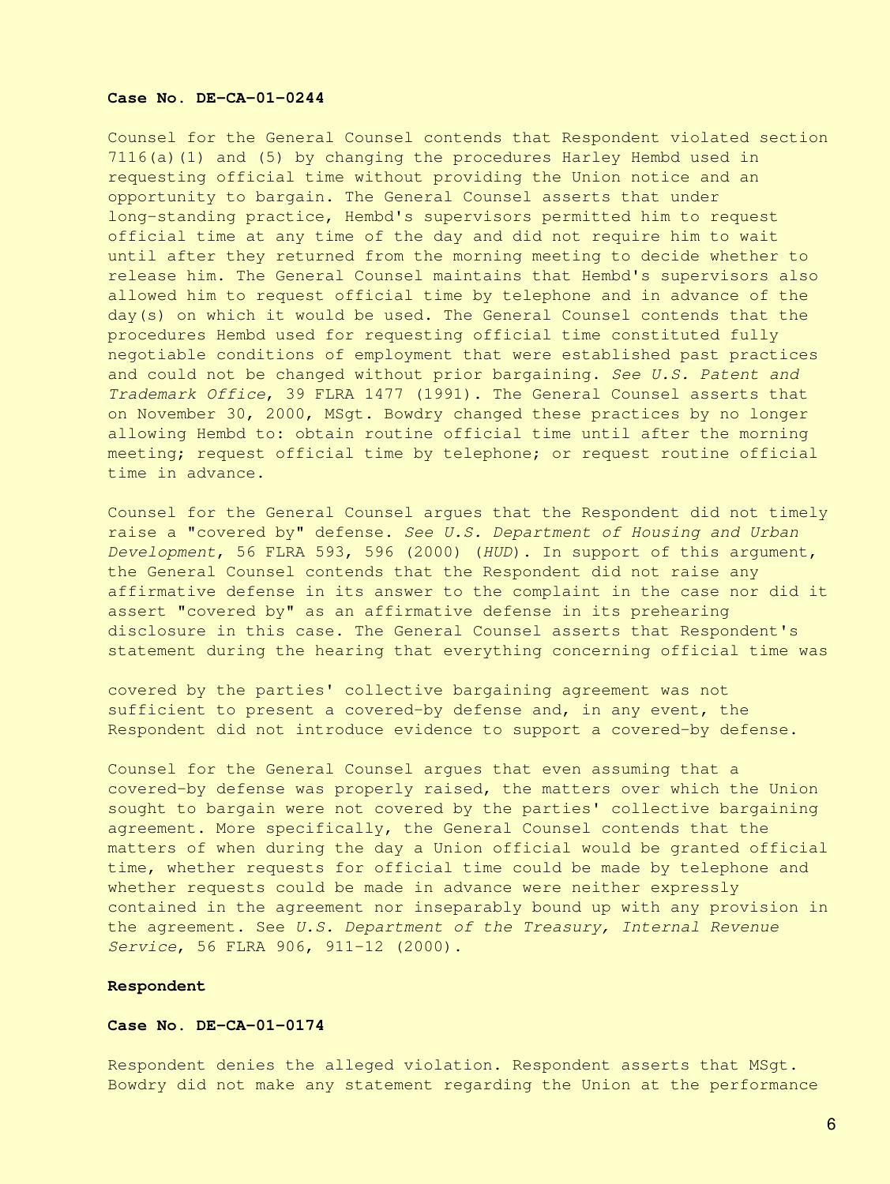**Case No. DE-CA-01-0244**

Counsel for the General Counsel contends that Respondent violated section 7116(a)(1) and (5) by changing the procedures Harley Hembd used in requesting official time without providing the Union notice and an opportunity to bargain. The General Counsel asserts that under long-standing practice, Hembd's supervisors permitted him to request official time at any time of the day and did not require him to wait until after they returned from the morning meeting to decide whether to release him. The General Counsel maintains that Hembd's supervisors also allowed him to request official time by telephone and in advance of the day(s) on which it would be used. The General Counsel contends that the procedures Hembd used for requesting official time constituted fully negotiable conditions of employment that were established past practices and could not be changed without prior bargaining. *See U.S. Patent and Trademark Office*, 39 FLRA 1477 (1991). The General Counsel asserts that on November 30, 2000, MSgt. Bowdry changed these practices by no longer allowing Hembd to: obtain routine official time until after the morning meeting; request official time by telephone; or request routine official time in advance.

Counsel for the General Counsel argues that the Respondent did not timely raise a "covered by" defense. *See U.S. Department of Housing and Urban Development*, 56 FLRA 593, 596 (2000) (*HUD*). In support of this argument, the General Counsel contends that the Respondent did not raise any affirmative defense in its answer to the complaint in the case nor did it assert "covered by" as an affirmative defense in its prehearing disclosure in this case. The General Counsel asserts that Respondent's statement during the hearing that everything concerning official time was covered by the parties' collective bargaining agreement was not sufficient to present a covered-by defense and, in any event, the Respondent did not introduce evidence to support a covered-by defense.

Counsel for the General Counsel argues that even assuming that a covered-by defense was properly raised, the matters over which the Union sought to bargain were not covered by the parties' collective bargaining agreement. More specifically, the General Counsel contends that the matters of when during the day a Union official would be granted official time, whether requests for official time could be made by telephone and whether requests could be made in advance were neither expressly contained in the agreement nor inseparably bound up with any provision in the agreement. See *U.S. Department of the Treasury, Internal Revenue Service*, 56 FLRA 906, 911-12 (2000).

**Respondent**

**Case No. DE-CA-01-0174**

Respondent denies the alleged violation. Respondent asserts that MSgt. Bowdry did not make any statement regarding the Union at the performance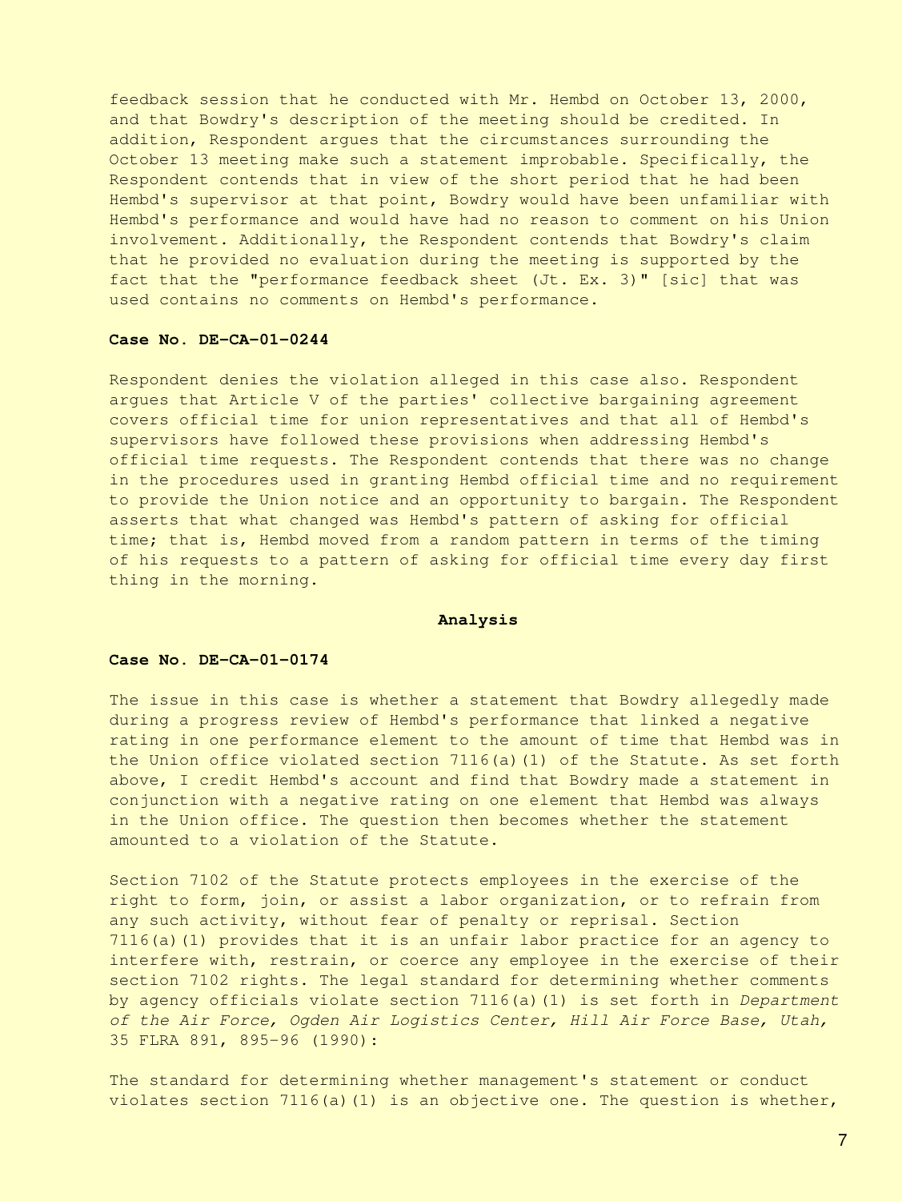feedback session that he conducted with Mr. Hembd on October 13, 2000, and that Bowdry's description of the meeting should be credited. In addition, Respondent argues that the circumstances surrounding the October 13 meeting make such a statement improbable. Specifically, the Respondent contends that in view of the short period that he had been Hembd's supervisor at that point, Bowdry would have been unfamiliar with Hembd's performance and would have had no reason to comment on his Union involvement. Additionally, the Respondent contends that Bowdry's claim that he provided no evaluation during the meeting is supported by the fact that the "performance feedback sheet (Jt. Ex. 3)" [sic] that was used contains no comments on Hembd's performance.

**Case No. DE-CA-01-0244**

Respondent denies the violation alleged in this case also. Respondent argues that Article V of the parties' collective bargaining agreement covers official time for union representatives and that all of Hembd's supervisors have followed these provisions when addressing Hembd's official time requests. The Respondent contends that there was no change in the procedures used in granting Hembd official time and no requirement to provide the Union notice and an opportunity to bargain. The Respondent asserts that what changed was Hembd's pattern of asking for official time; that is, Hembd moved from a random pattern in terms of the timing of his requests to a pattern of asking for official time every day first thing in the morning.

## Analysis

**Case No. DE-CA-01-0174**

The issue in this case is whether a statement that Bowdry allegedly made during a progress review of Hembd's performance that linked a negative rating in one performance element to the amount of time that Hembd was in the Union office violated section 7116(a)(1) of the Statute. As set forth above, I credit Hembd's account and find that Bowdry made a statement in conjunction with a negative rating on one element that Hembd was always in the Union office. The question then becomes whether the statement amounted to a violation of the Statute.

Section 7102 of the Statute protects employees in the exercise of the right to form, join, or assist a labor organization, or to refrain from any such activity, without fear of penalty or reprisal. Section 7116(a)(1) provides that it is an unfair labor practice for an agency to interfere with, restrain, or coerce any employee in the exercise of their section 7102 rights. The legal standard for determining whether comments by agency officials violate section 7116(a)(1) is set forth in *Department of the Air Force, Ogden Air Logistics Center, Hill Air Force Base, Utah,* 35 FLRA 891, 895-96 (1990):

The standard for determining whether management's statement or conduct violates section 7116(a)(1) is an objective one. The question is whether,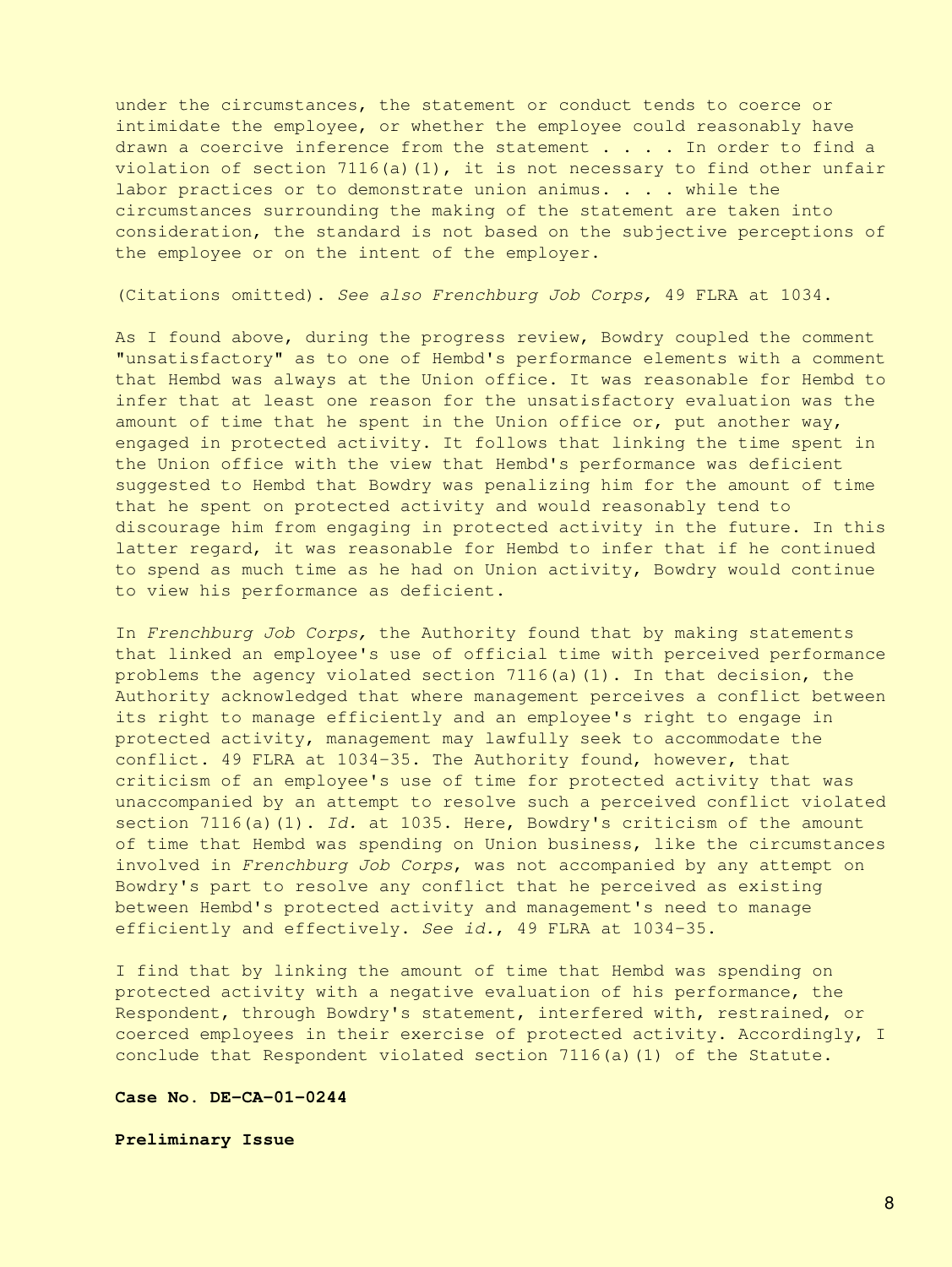under the circumstances, the statement or conduct tends to coerce or intimidate the employee, or whether the employee could reasonably have drawn a coercive inference from the statement . . . . In order to find a violation of section 7116(a)(1), it is not necessary to find other unfair labor practices or to demonstrate union animus. . . . while the circumstances surrounding the making of the statement are taken into consideration, the standard is not based on the subjective perceptions of the employee or on the intent of the employer.

(Citations omitted). *See also Frenchburg Job Corps,* 49 FLRA at 1034.

As I found above, during the progress review, Bowdry coupled the comment "unsatisfactory" as to one of Hembd's performance elements with a comment that Hembd was always at the Union office. It was reasonable for Hembd to infer that at least one reason for the unsatisfactory evaluation was the amount of time that he spent in the Union office or, put another way, engaged in protected activity. It follows that linking the time spent in the Union office with the view that Hembd's performance was deficient suggested to Hembd that Bowdry was penalizing him for the amount of time that he spent on protected activity and would reasonably tend to discourage him from engaging in protected activity in the future. In this latter regard, it was reasonable for Hembd to infer that if he continued to spend as much time as he had on Union activity, Bowdry would continue to view his performance as deficient.

In *Frenchburg Job Corps,* the Authority found that by making statements that linked an employee's use of official time with perceived performance problems the agency violated section 7116(a)(1). In that decision, the Authority acknowledged that where management perceives a conflict between its right to manage efficiently and an employee's right to engage in protected activity, management may lawfully seek to accommodate the conflict. 49 FLRA at 1034-35. The Authority found, however, that criticism of an employee's use of time for protected activity that was unaccompanied by an attempt to resolve such a perceived conflict violated section 7116(a)(1). *Id.* at 1035. Here, Bowdry's criticism of the amount of time that Hembd was spending on Union business, like the circumstances involved in *Frenchburg Job Corps*, was not accompanied by any attempt on Bowdry's part to resolve any conflict that he perceived as existing between Hembd's protected activity and management's need to manage efficiently and effectively. *See id.*, 49 FLRA at 1034-35.

I find that by linking the amount of time that Hembd was spending on protected activity with a negative evaluation of his performance, the Respondent, through Bowdry's statement, interfered with, restrained, or coerced employees in their exercise of protected activity. Accordingly, I conclude that Respondent violated section 7116(a)(1) of the Statute.

**Case No. DE-CA-01-0244**

**Preliminary Issue**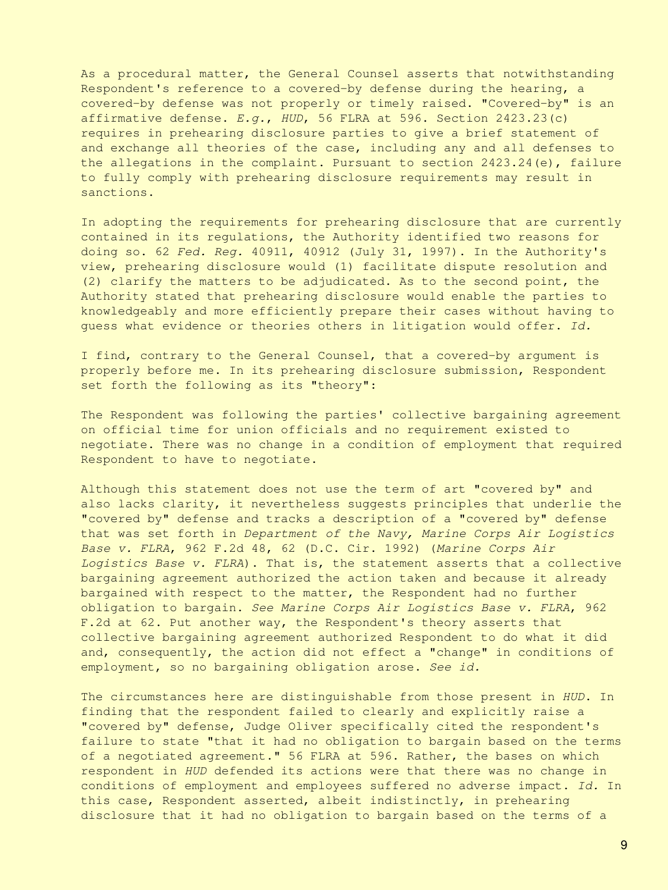As a procedural matter, the General Counsel asserts that notwithstanding Respondent's reference to a covered-by defense during the hearing, a covered-by defense was not properly or timely raised. "Covered-by" is an affirmative defense. *E.g.*, *HUD*, 56 FLRA at 596. Section 2423.23(c) requires in prehearing disclosure parties to give a brief statement of and exchange all theories of the case, including any and all defenses to the allegations in the complaint. Pursuant to section 2423.24(e), failure to fully comply with prehearing disclosure requirements may result in sanctions.

In adopting the requirements for prehearing disclosure that are currently contained in its regulations, the Authority identified two reasons for doing so. 62 *Fed. Reg.* 40911, 40912 (July 31, 1997). In the Authority's view, prehearing disclosure would (1) facilitate dispute resolution and (2) clarify the matters to be adjudicated. As to the second point, the Authority stated that prehearing disclosure would enable the parties to knowledgeably and more efficiently prepare their cases without having to guess what evidence or theories others in litigation would offer. *Id.*

I find, contrary to the General Counsel, that a covered-by argument is properly before me. In its prehearing disclosure submission, Respondent set forth the following as its "theory":

The Respondent was following the parties' collective bargaining agreement on official time for union officials and no requirement existed to negotiate. There was no change in a condition of employment that required Respondent to have to negotiate.

Although this statement does not use the term of art "covered by" and also lacks clarity, it nevertheless suggests principles that underlie the "covered by" defense and tracks a description of a "covered by" defense that was set forth in *Department of the Navy, Marine Corps Air Logistics Base v. FLRA*, 962 F.2d 48, 62 (D.C. Cir. 1992) (*Marine Corps Air Logistics Base v. FLRA*). That is, the statement asserts that a collective bargaining agreement authorized the action taken and because it already bargained with respect to the matter, the Respondent had no further obligation to bargain. *See Marine Corps Air Logistics Base v. FLRA*, 962 F.2d at 62. Put another way, the Respondent's theory asserts that collective bargaining agreement authorized Respondent to do what it did and, consequently, the action did not effect a "change" in conditions of employment, so no bargaining obligation arose. *See id.*

The circumstances here are distinguishable from those present in *HUD*. In finding that the respondent failed to clearly and explicitly raise a "covered by" defense, Judge Oliver specifically cited the respondent's failure to state "that it had no obligation to bargain based on the terms of a negotiated agreement." 56 FLRA at 596. Rather, the bases on which respondent in *HUD* defended its actions were that there was no change in conditions of employment and employees suffered no adverse impact. *Id.* In this case, Respondent asserted, albeit indistinctly, in prehearing disclosure that it had no obligation to bargain based on the terms of a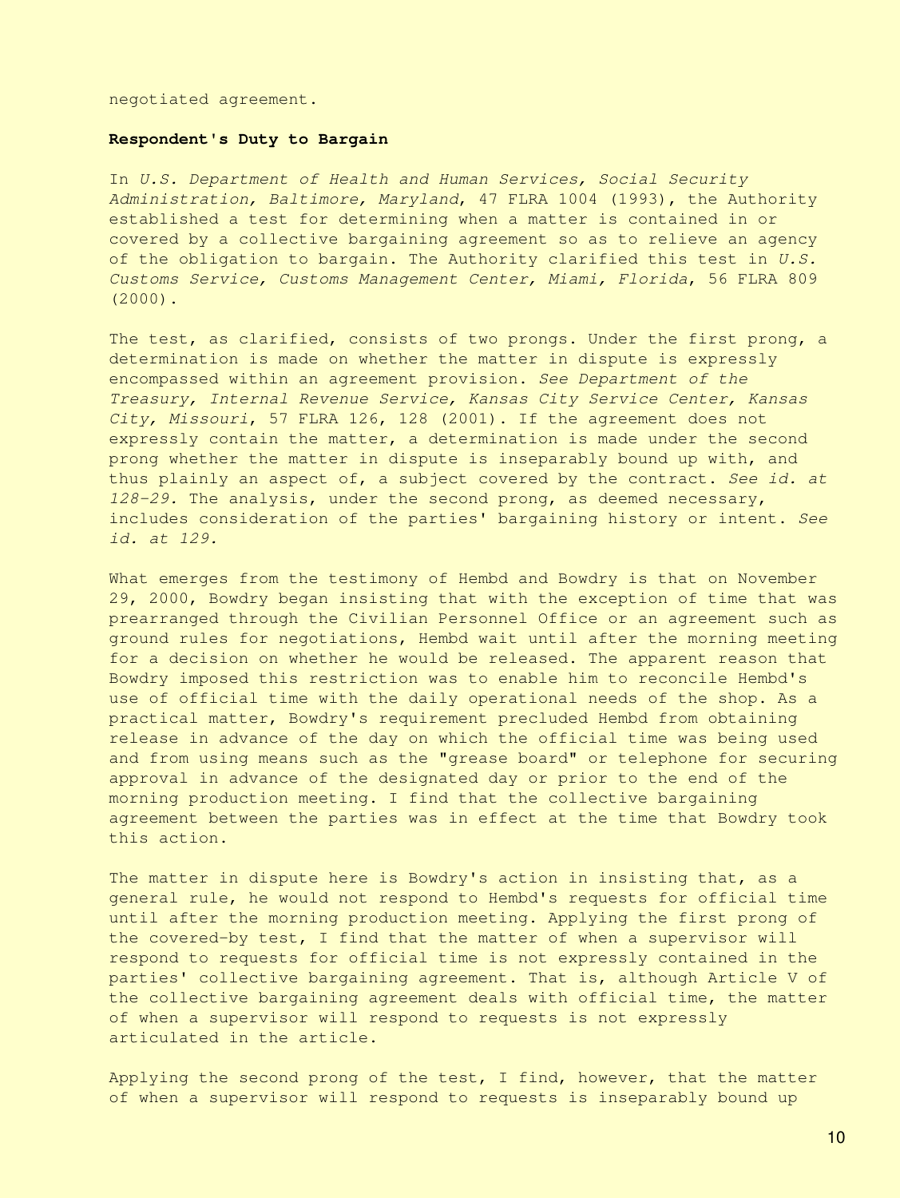negotiated agreement.

**Respondent's Duty to Bargain**

In *U.S. Department of Health and Human Services, Social Security Administration, Baltimore, Maryland*, 47 FLRA 1004 (1993), the Authority established a test for determining when a matter is contained in or covered by a collective bargaining agreement so as to relieve an agency of the obligation to bargain. The Authority clarified this test in *U.S. Customs Service, Customs Management Center, Miami, Florida*, 56 FLRA 809 (2000).

The test, as clarified, consists of two prongs. Under the first prong, a determination is made on whether the matter in dispute is expressly encompassed within an agreement provision. *See Department of the Treasury, Internal Revenue Service, Kansas City Service Center, Kansas City, Missouri*, 57 FLRA 126, 128 (2001). If the agreement does not expressly contain the matter, a determination is made under the second prong whether the matter in dispute is inseparably bound up with, and thus plainly an aspect of, a subject covered by the contract. *See id. at 128-29.* The analysis, under the second prong, as deemed necessary, includes consideration of the parties' bargaining history or intent. *See id. at 129.*

What emerges from the testimony of Hembd and Bowdry is that on November 29, 2000, Bowdry began insisting that with the exception of time that was prearranged through the Civilian Personnel Office or an agreement such as ground rules for negotiations, Hembd wait until after the morning meeting for a decision on whether he would be released. The apparent reason that Bowdry imposed this restriction was to enable him to reconcile Hembd's use of official time with the daily operational needs of the shop. As a practical matter, Bowdry's requirement precluded Hembd from obtaining release in advance of the day on which the official time was being used and from using means such as the "grease board" or telephone for securing approval in advance of the designated day or prior to the end of the morning production meeting. I find that the collective bargaining agreement between the parties was in effect at the time that Bowdry took this action.

The matter in dispute here is Bowdry's action in insisting that, as a general rule, he would not respond to Hembd's requests for official time until after the morning production meeting. Applying the first prong of the covered-by test, I find that the matter of when a supervisor will respond to requests for official time is not expressly contained in the parties' collective bargaining agreement. That is, although Article V of the collective bargaining agreement deals with official time, the matter of when a supervisor will respond to requests is not expressly articulated in the article.

Applying the second prong of the test, I find, however, that the matter of when a supervisor will respond to requests is inseparably bound up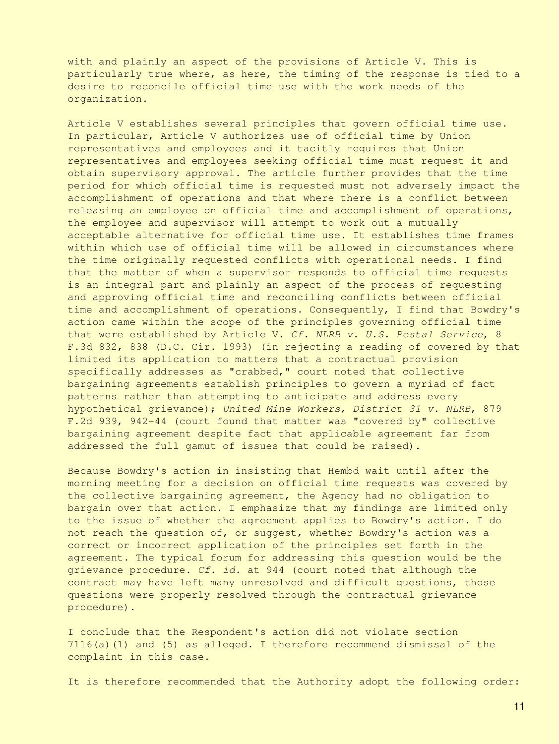with and plainly an aspect of the provisions of Article V. This is particularly true where, as here, the timing of the response is tied to a desire to reconcile official time use with the work needs of the organization.

Article V establishes several principles that govern official time use. In particular, Article V authorizes use of official time by Union representatives and employees and it tacitly requires that Union representatives and employees seeking official time must request it and obtain supervisory approval. The article further provides that the time period for which official time is requested must not adversely impact the accomplishment of operations and that where there is a conflict between releasing an employee on official time and accomplishment of operations, the employee and supervisor will attempt to work out a mutually acceptable alternative for official time use. It establishes time frames within which use of official time will be allowed in circumstances where the time originally requested conflicts with operational needs. I find that the matter of when a supervisor responds to official time requests is an integral part and plainly an aspect of the process of requesting and approving official time and reconciling conflicts between official time and accomplishment of operations. Consequently, I find that Bowdry's action came within the scope of the principles governing official time that were established by Article V. *Cf. NLRB v. U.S. Postal Service*, 8 F.3d 832, 838 (D.C. Cir. 1993) (in rejecting a reading of covered by that limited its application to matters that a contractual provision specifically addresses as "crabbed," court noted that collective bargaining agreements establish principles to govern a myriad of fact patterns rather than attempting to anticipate and address every hypothetical grievance); *United Mine Workers, District 31 v. NLRB*, 879 F.2d 939, 942-44 (court found that matter was "covered by" collective bargaining agreement despite fact that applicable agreement far from addressed the full gamut of issues that could be raised).

Because Bowdry's action in insisting that Hembd wait until after the morning meeting for a decision on official time requests was covered by the collective bargaining agreement, the Agency had no obligation to bargain over that action. I emphasize that my findings are limited only to the issue of whether the agreement applies to Bowdry's action. I do not reach the question of, or suggest, whether Bowdry's action was a correct or incorrect application of the principles set forth in the agreement. The typical forum for addressing this question would be the grievance procedure. *Cf. id.* at 944 (court noted that although the contract may have left many unresolved and difficult questions, those questions were properly resolved through the contractual grievance procedure).

I conclude that the Respondent's action did not violate section 7116(a)(1) and (5) as alleged. I therefore recommend dismissal of the complaint in this case.

It is therefore recommended that the Authority adopt the following order: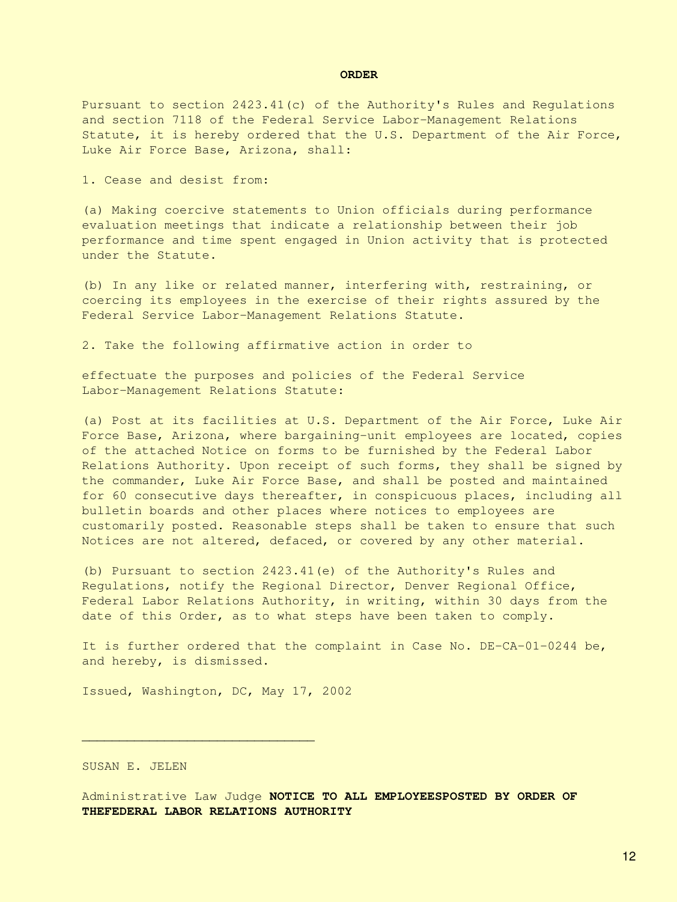**ORDER**

Pursuant to section 2423.41(c) of the Authority's Rules and Regulations and section 7118 of the Federal Service Labor-Management Relations Statute, it is hereby ordered that the U.S. Department of the Air Force, Luke Air Force Base, Arizona, shall:

1. Cease and desist from:

(a) Making coercive statements to Union officials during performance evaluation meetings that indicate a relationship between their job performance and time spent engaged in Union activity that is protected under the Statute.

(b) In any like or related manner, interfering with, restraining, or coercing its employees in the exercise of their rights assured by the Federal Service Labor-Management Relations Statute.

2. Take the following affirmative action in order to

effectuate the purposes and policies of the Federal Service Labor-Management Relations Statute:

(a) Post at its facilities at U.S. Department of the Air Force, Luke Air Force Base, Arizona, where bargaining-unit employees are located, copies of the attached Notice on forms to be furnished by the Federal Labor Relations Authority. Upon receipt of such forms, they shall be signed by the commander, Luke Air Force Base, and shall be posted and maintained for 60 consecutive days thereafter, in conspicuous places, including all bulletin boards and other places where notices to employees are customarily posted. Reasonable steps shall be taken to ensure that such Notices are not altered, defaced, or covered by any other material.

(b) Pursuant to section 2423.41(e) of the Authority's Rules and Regulations, notify the Regional Director, Denver Regional Office, Federal Labor Relations Authority, in writing, within 30 days from the date of this Order, as to what steps have been taken to comply.

It is further ordered that the complaint in Case No. DE-CA-01-0244 be, and hereby, is dismissed.

Issued, Washington, DC, May 17, 2002

______________________________

SUSAN E. JELEN

Administrative Law Judge **NOTICE TO ALL EMPLOYEESPOSTED BY ORDER OF THEFEDERAL LABOR RELATIONS AUTHORITY**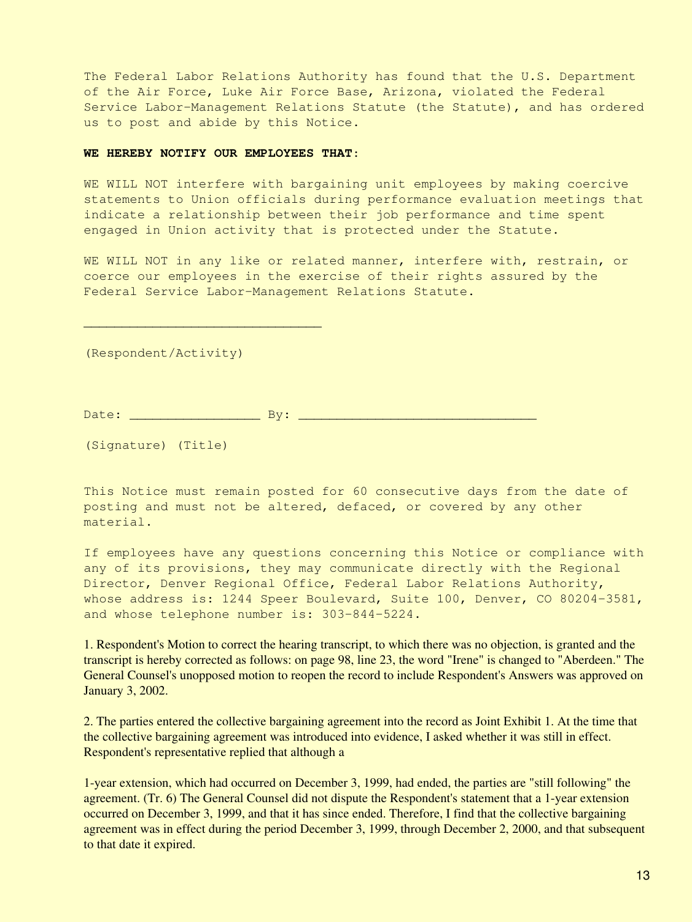The Federal Labor Relations Authority has found that the U.S. Department of the Air Force, Luke Air Force Base, Arizona, violated the Federal Service Labor-Management Relations Statute (the Statute), and has ordered us to post and abide by this Notice.

**WE HEREBY NOTIFY OUR EMPLOYEES THAT:**

WE WILL NOT interfere with bargaining unit employees by making coercive statements to Union officials during performance evaluation meetings that indicate a relationship between their job performance and time spent engaged in Union activity that is protected under the Statute.

WE WILL NOT in any like or related manner, interfere with, restrain, or coerce our employees in the exercise of their rights assured by the Federal Service Labor-Management Relations Statute.

_______________________________

(Respondent/Activity)

Date: _________________ By: _______________________________

(Signature) (Title)

This Notice must remain posted for 60 consecutive days from the date of posting and must not be altered, defaced, or covered by any other material.

If employees have any questions concerning this Notice or compliance with any of its provisions, they may communicate directly with the Regional Director, Denver Regional Office, Federal Labor Relations Authority, whose address is: 1244 Speer Boulevard, Suite 100, Denver, CO 80204-3581, and whose telephone number is: 303-844-5224.

1. Respondent's Motion to correct the hearing transcript, to which there was no objection, is granted and the transcript is hereby corrected as follows: on page 98, line 23, the word "Irene" is changed to "Aberdeen." The General Counsel's unopposed motion to reopen the record to include Respondent's Answers was approved on January 3, 2002.

2. The parties entered the collective bargaining agreement into the record as Joint Exhibit 1. At the time that the collective bargaining agreement was introduced into evidence, I asked whether it was still in effect. Respondent's representative replied that although a 1-year extension, which had occurred on December 3, 1999, had ended, the parties are "still following" the agreement. (Tr. 6) The General Counsel did not dispute the Respondent's statement that a 1-year extension occurred on December 3, 1999, and that it has since ended. Therefore, I find that the collective bargaining agreement was in effect during the period December 3, 1999, through December 2, 2000, and that subsequent to that date it expired.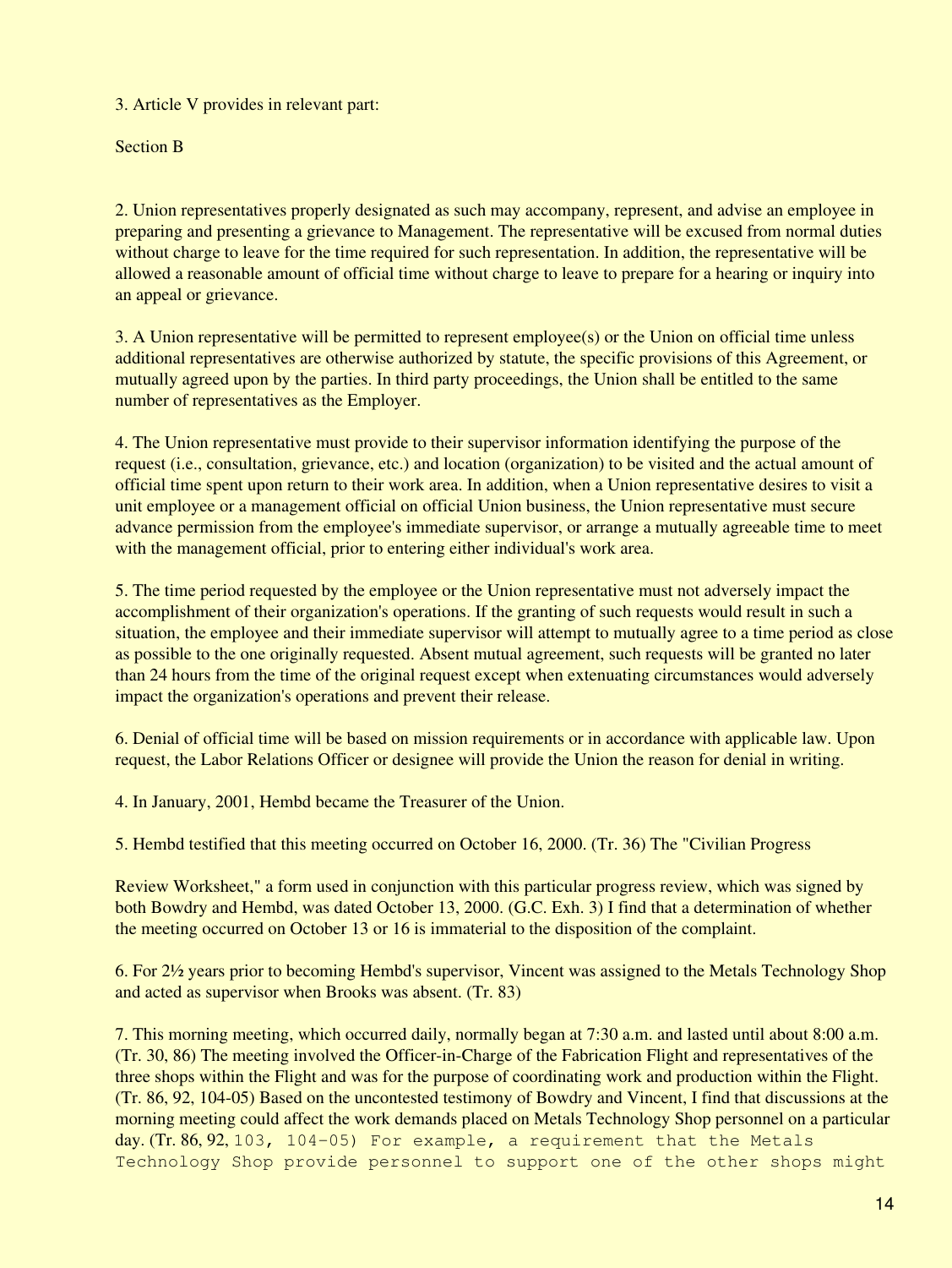3. Article V provides in relevant part:

Section B

2. Union representatives properly designated as such may accompany, represent, and advise an employee in preparing and presenting a grievance to Management. The representative will be excused from normal duties without charge to leave for the time required for such representation. In addition, the representative will be allowed a reasonable amount of official time without charge to leave to prepare for a hearing or inquiry into an appeal or grievance.

3. A Union representative will be permitted to represent employee(s) or the Union on official time unless additional representatives are otherwise authorized by statute, the specific provisions of this Agreement, or mutually agreed upon by the parties. In third party proceedings, the Union shall be entitled to the same number of representatives as the Employer.

4. The Union representative must provide to their supervisor information identifying the purpose of the request (i.e., consultation, grievance, etc.) and location (organization) to be visited and the actual amount of official time spent upon return to their work area. In addition, when a Union representative desires to visit a unit employee or a management official on official Union business, the Union representative must secure advance permission from the employee's immediate supervisor, or arrange a mutually agreeable time to meet with the management official, prior to entering either individual's work area.

5. The time period requested by the employee or the Union representative must not adversely impact the accomplishment of their organization's operations. If the granting of such requests would result in such a situation, the employee and their immediate supervisor will attempt to mutually agree to a time period as close as possible to the one originally requested. Absent mutual agreement, such requests will be granted no later than 24 hours from the time of the original request except when extenuating circumstances would adversely impact the organization's operations and prevent their release.

6. Denial of official time will be based on mission requirements or in accordance with applicable law. Upon request, the Labor Relations Officer or designee will provide the Union the reason for denial in writing.

4. In January, 2001, Hembd became the Treasurer of the Union.

5. Hembd testified that this meeting occurred on October 16, 2000. (Tr. 36) The "Civilian Progress

Review Worksheet," a form used in conjunction with this particular progress review, which was signed by both Bowdry and Hembd, was dated October 13, 2000. (G.C. Exh. 3) I find that a determination of whether the meeting occurred on October 13 or 16 is immaterial to the disposition of the complaint.

6. For 2½ years prior to becoming Hembd's supervisor, Vincent was assigned to the Metals Technology Shop and acted as supervisor when Brooks was absent. (Tr. 83)

7. This morning meeting, which occurred daily, normally began at 7:30 a.m. and lasted until about 8:00 a.m. (Tr. 30, 86) The meeting involved the Officer-in-Charge of the Fabrication Flight and representatives of the three shops within the Flight and was for the purpose of coordinating work and production within the Flight. (Tr. 86, 92, 104-05) Based on the uncontested testimony of Bowdry and Vincent, I find that discussions at the morning meeting could affect the work demands placed on Metals Technology Shop personnel on a particular day. (Tr. 86, 92, 103, 104-05) For example, a requirement that the Metals Technology Shop provide personnel to support one of the other shops might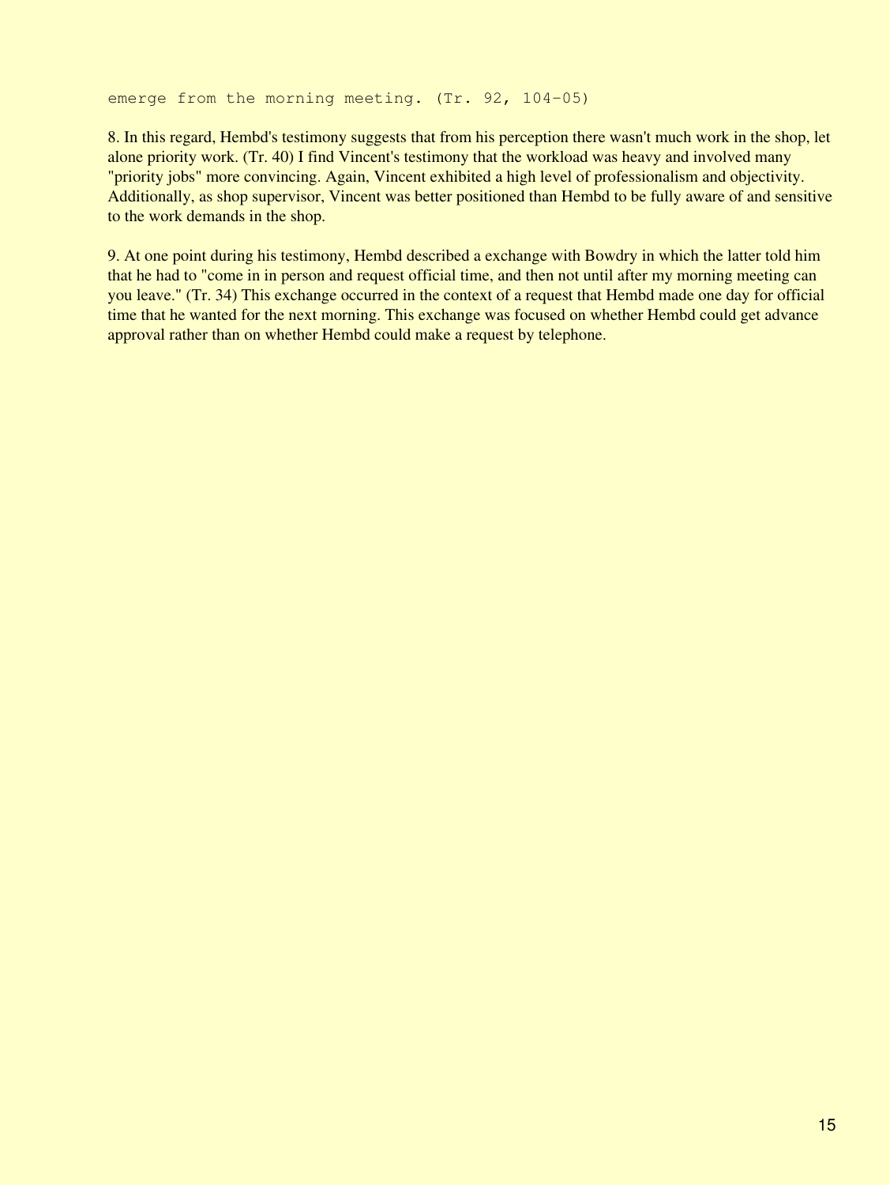emerge from the morning meeting. (Tr. 92, 104-05)

8. In this regard, Hembd's testimony suggests that from his perception there wasn't much work in the shop, let alone priority work. (Tr. 40) I find Vincent's testimony that the workload was heavy and involved many "priority jobs" more convincing. Again, Vincent exhibited a high level of professionalism and objectivity. Additionally, as shop supervisor, Vincent was better positioned than Hembd to be fully aware of and sensitive to the work demands in the shop.

9. At one point during his testimony, Hembd described a exchange with Bowdry in which the latter told him that he had to "come in in person and request official time, and then not until after my morning meeting can you leave." (Tr. 34) This exchange occurred in the context of a request that Hembd made one day for official time that he wanted for the next morning. This exchange was focused on whether Hembd could get advance approval rather than on whether Hembd could make a request by telephone.